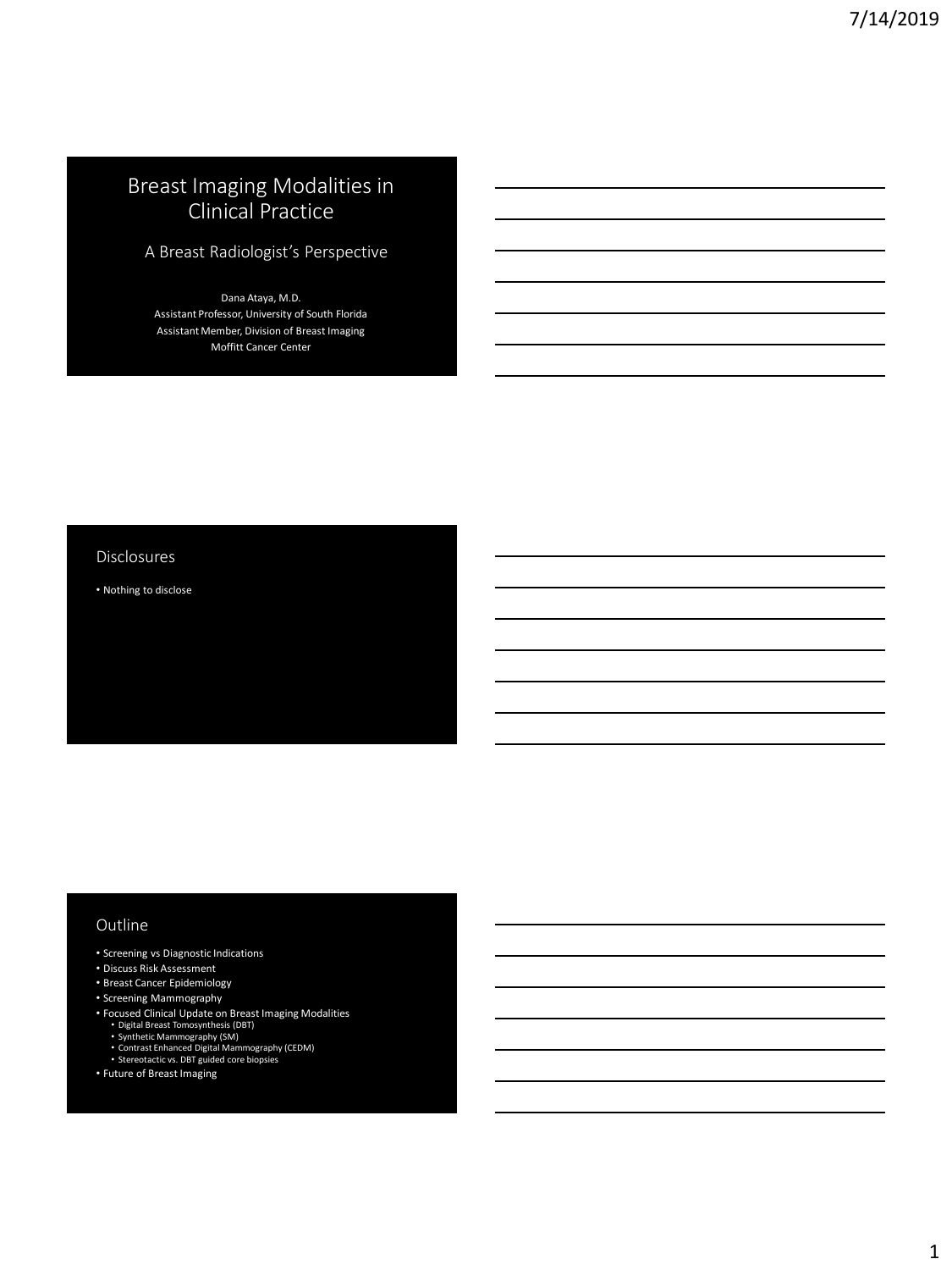# Breast Imaging Modalities in Clinical Practice

## A Breast Radiologist's Perspective

Dana Ataya, M.D.
Assistant Professor, University of South Florida
Assistant Member, Division of Breast Imaging
Moffitt Cancer Center

## Disclosures

- Nothing to disclose

## Outline

- Screening vs Diagnostic Indications
- Discuss Risk Assessment
- Breast Cancer Epidemiology
- Screening Mammography
- Focused Clinical Update on Breast Imaging Modalities
  - Digital Breast Tomosynthesis (DBT)
  - Synthetic Mammography (SM)
  - Contrast Enhanced Digital Mammography (CEDM)
  - Stereotactic vs. DBT guided core biopsies
- Future of Breast Imaging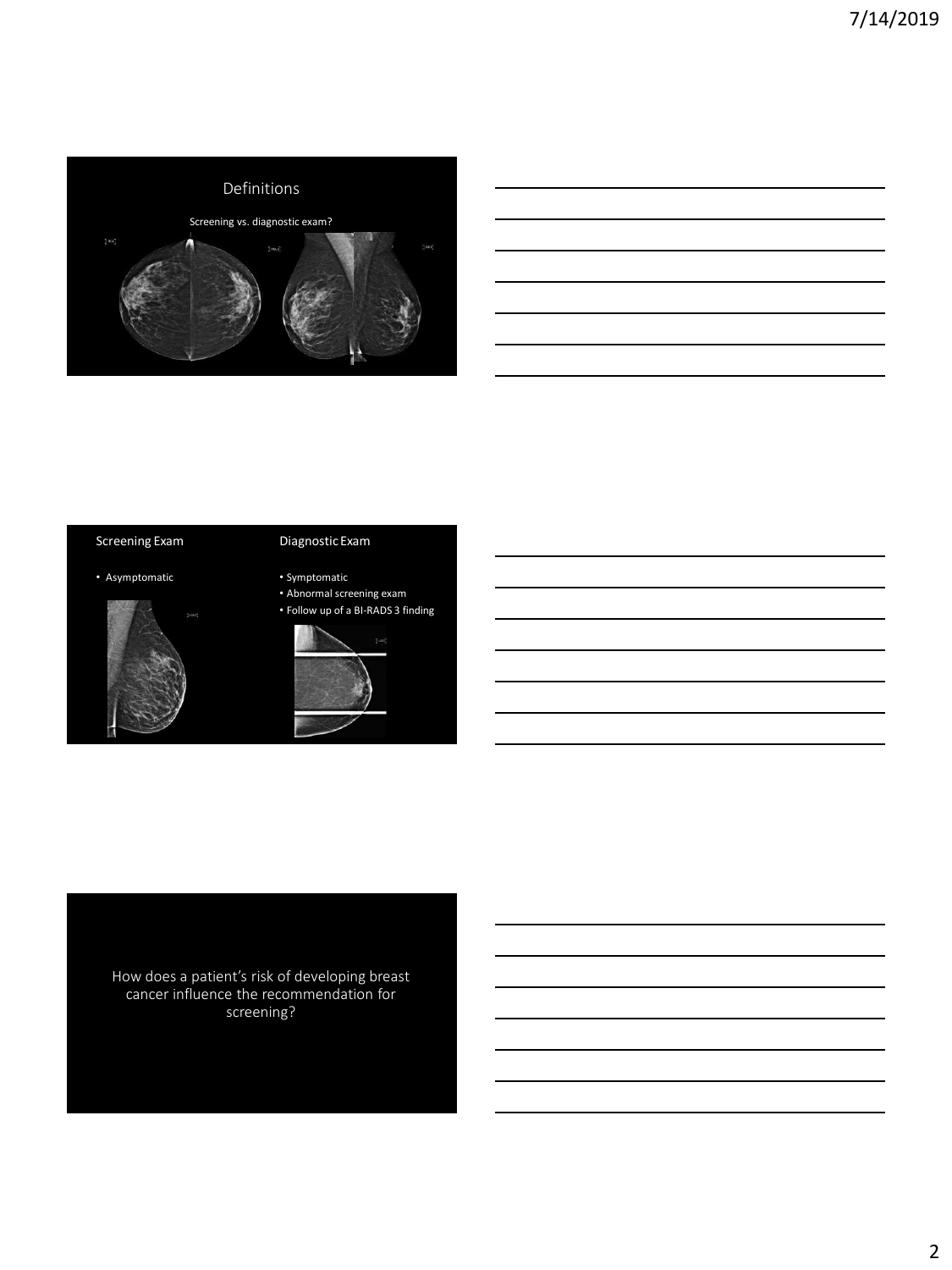## Definitions

Screening vs. diagnostic exam?

| Screening Exam | Diagnostic Exam |
| --- | --- |
| • Asymptomatic | • Symptomatic<br>• Abnormal screening exam<br>• Follow up of a BI-RADS 3 finding |

How does a patient's risk of developing breast cancer influence the recommendation for screening?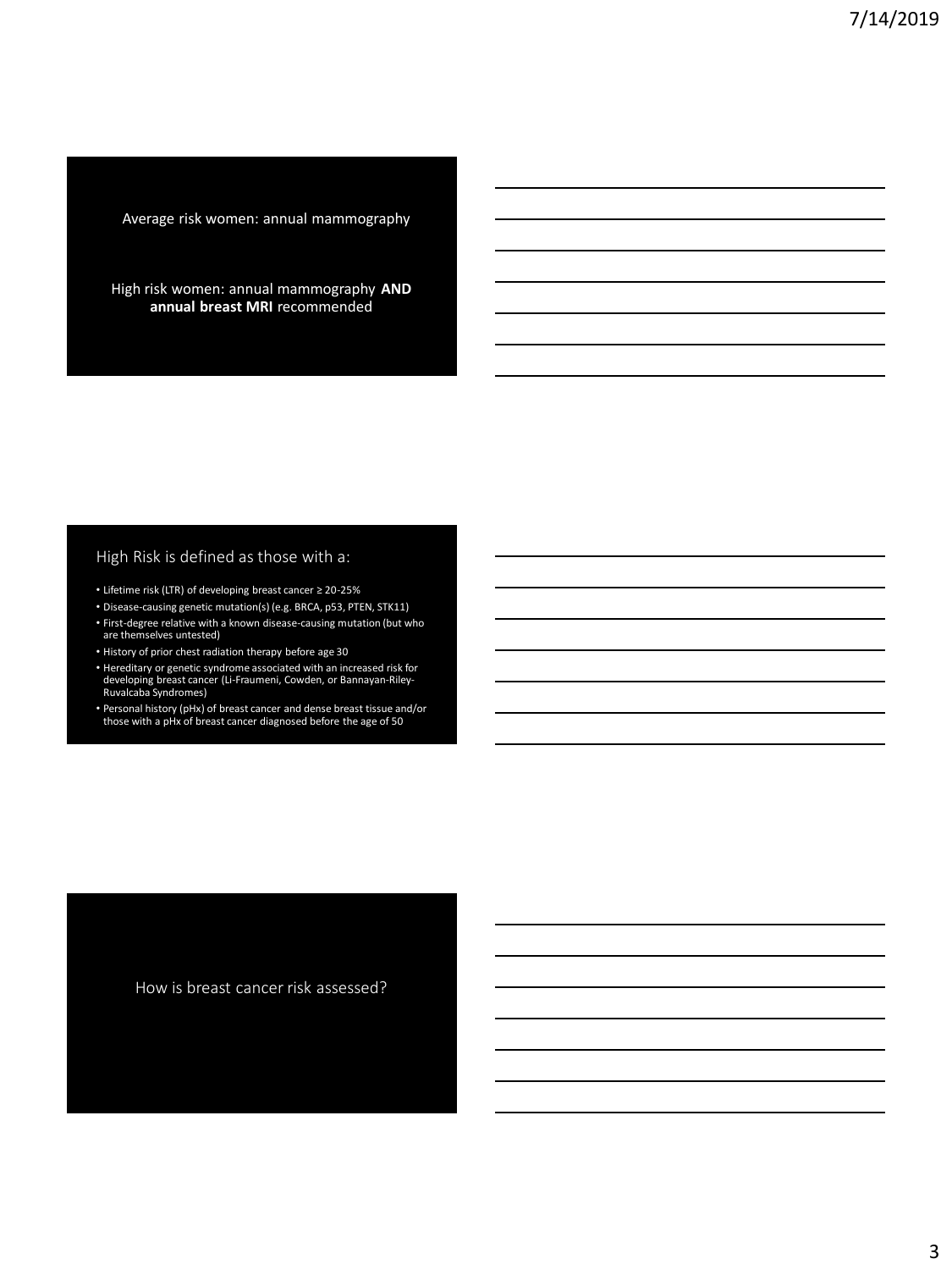Average risk women: annual mammography

High risk women: annual mammography **AND annual breast MRI** recommended

## High Risk is defined as those with a:

- Lifetime risk (LTR) of developing breast cancer ≥ 20-25%
- Disease-causing genetic mutation(s) (e.g. BRCA, p53, PTEN, STK11)
- First-degree relative with a known disease-causing mutation (but who are themselves untested)
- History of prior chest radiation therapy before age 30
- Hereditary or genetic syndrome associated with an increased risk for developing breast cancer (Li-Fraumeni, Cowden, or Bannayan-Riley-Ruvalcaba Syndromes)
- Personal history (pHx) of breast cancer and dense breast tissue and/or those with a pHx of breast cancer diagnosed before the age of 50

How is breast cancer risk assessed?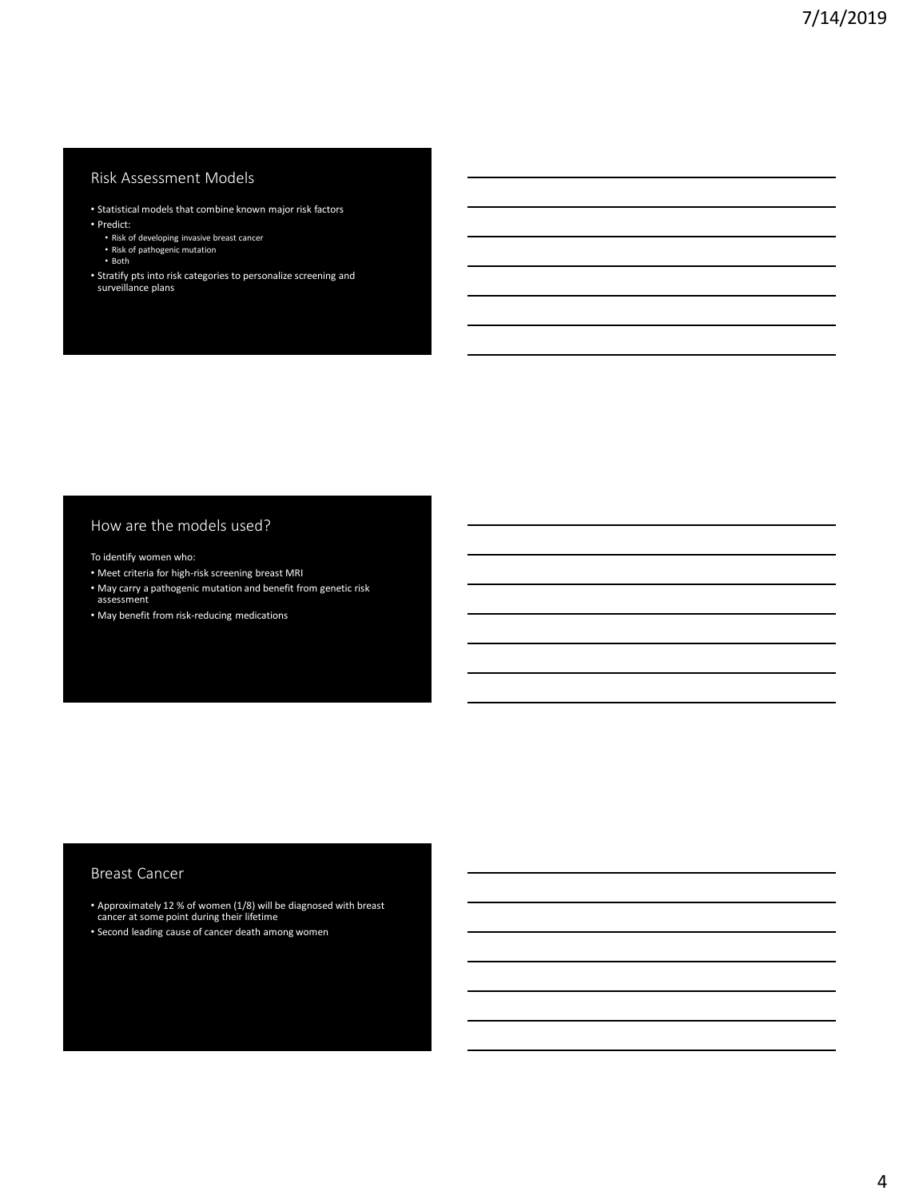## Risk Assessment Models

- Statistical models that combine known major risk factors
- Predict:
  - Risk of developing invasive breast cancer
  - Risk of pathogenic mutation
  - Both
- Stratify pts into risk categories to personalize screening and surveillance plans

## How are the models used?

To identify women who:

- Meet criteria for high-risk screening breast MRI
- May carry a pathogenic mutation and benefit from genetic risk assessment
- May benefit from risk-reducing medications

## Breast Cancer

- Approximately 12 % of women (1/8) will be diagnosed with breast cancer at some point during their lifetime
- Second leading cause of cancer death among women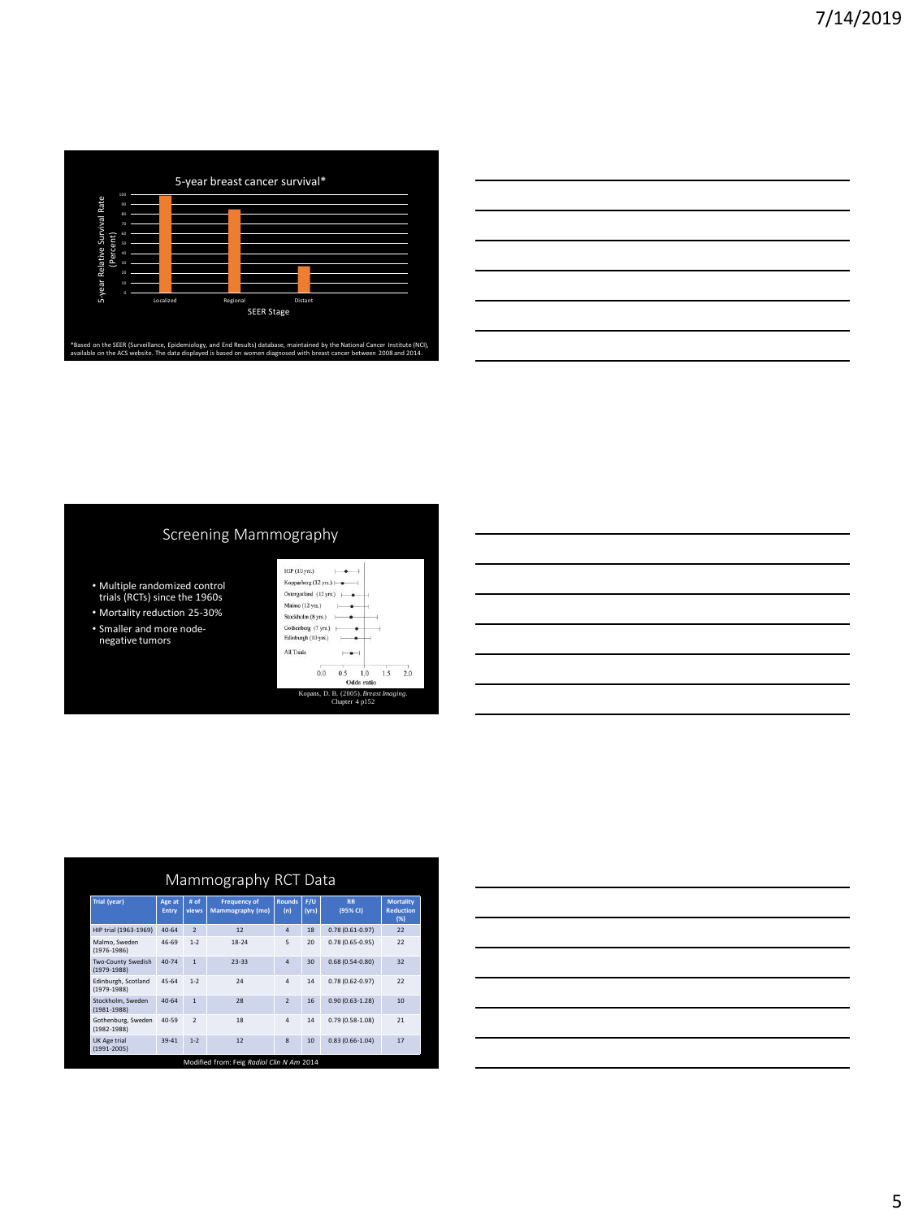## 5-year breast cancer survival*

5-year Relative Survival Rate (Percent)

Localized | Regional | Distant

SEER Stage

*Based on the SEER (Surveillance, Epidemiology, and End Results) database, maintained by the National Cancer Institute (NCI), available on the ACS website. The data displayed is based on women diagnosed with breast cancer between 2008 and 2014.

## Screening Mammography

- Multiple randomized control trials (RCTs) since the 1960s
- Mortality reduction 25-30%
- Smaller and more node-negative tumors

HIP (10 yrs.)
Kopparberg (12 yrs.)
Ostergotland (12 yrs.)
Malmo (12 yrs.)
Stockholm (8 yrs.)
Gothenberg (7 yrs.)
Edinburgh (10 yrs.)
All Trials

Odds ratio

Kopans, D. B. (2005). *Breast Imaging*. Chapter 4 p152

## Mammography RCT Data

| Trial (year) | Age at Entry | # of views | Frequency of Mammography (mo) | Rounds (n) | F/U (yrs) | RR (95% CI) | Mortality Reduction (%) |
|---|---|---|---|---|---|---|---|
| HIP trial (1963-1969) | 40-64 | 2 | 12 | 4 | 18 | 0.78 (0.61-0.97) | 22 |
| Malmo, Sweden (1976-1986) | 46-69 | 1-2 | 18-24 | 5 | 20 | 0.78 (0.65-0.95) | 22 |
| Two-County Swedish (1979-1988) | 40-74 | 1 | 23-33 | 4 | 30 | 0.68 (0.54-0.80) | 32 |
| Edinburgh, Scotland (1979-1988) | 45-64 | 1-2 | 24 | 4 | 14 | 0.78 (0.62-0.97) | 22 |
| Stockholm, Sweden (1981-1988) | 40-64 | 1 | 28 | 2 | 16 | 0.90 (0.63-1.28) | 10 |
| Gothenburg, Sweden (1982-1988) | 40-59 | 2 | 18 | 4 | 14 | 0.79 (0.58-1.08) | 21 |
| UK Age trial (1991-2005) | 39-41 | 1-2 | 12 | 8 | 10 | 0.83 (0.66-1.04) | 17 |

Modified from: Feig *Radiol Clin N Am* 2014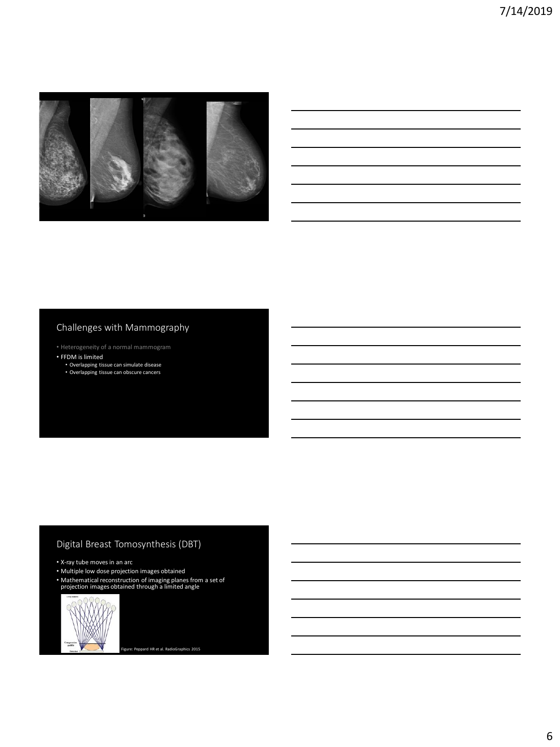## Challenges with Mammography

- Heterogeneity of a normal mammogram
- FFDM is limited
  - Overlapping tissue can simulate disease
  - Overlapping tissue can obscure cancers

## Digital Breast Tomosynthesis (DBT)

- X-ray tube moves in an arc
- Multiple low dose projection images obtained
- Mathematical reconstruction of imaging planes from a set of projection images obtained through a limited angle

Figure: Peppard HR et al. RadioGraphics 2015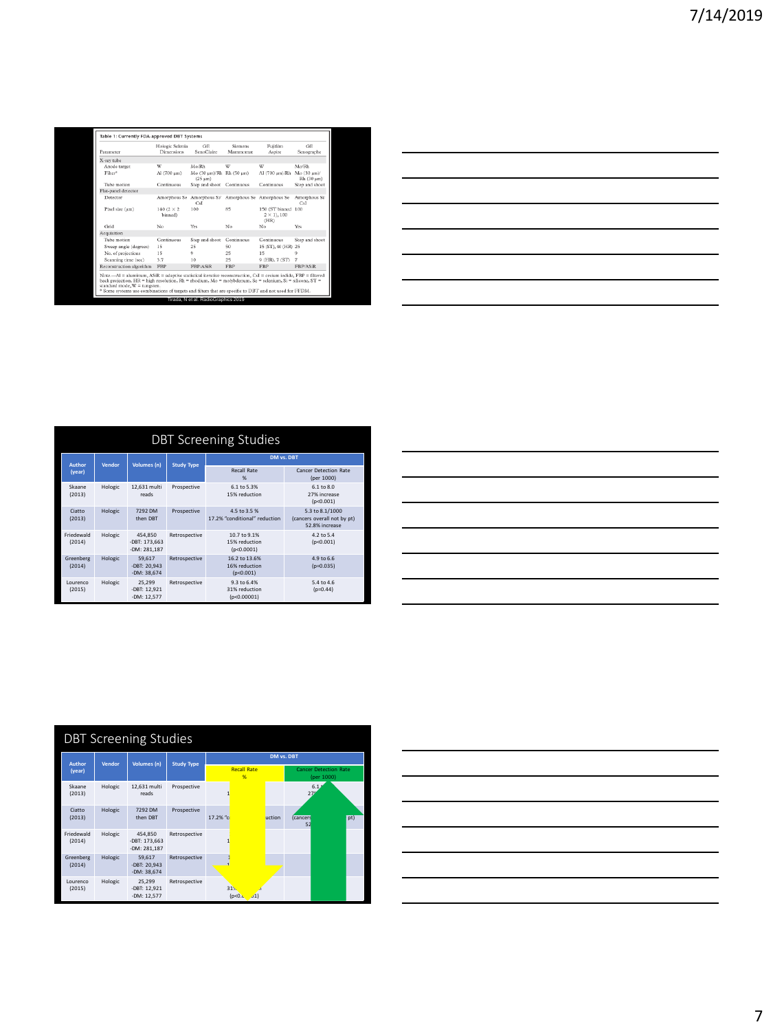**Table 1: Currently FDA-approved DBT Systems**

| Parameter | Hologic Selenia Dimensions | GE SenoClaire | Siemens Mammomat | Fujifilm Aspire | GE Senographe |
|---|---|---|---|---|---|
| X-ray tube | | | | | |
| Anode target | W | Mo/Rh | W | W | Mo/Rh |
| Filter* | Al (700 µm) | Mo (30 µm)/Rh (25 µm) | Rh (50 µm) | Al (700 µm)/Rh | Mo (30 µm)/ Rh (30 µm) |
| Tube motion | Continuous | Step and shoot | Continuous | Continuous | Step and shoot |
| Flat-panel detector | | | | | |
| Detector | Amorphous Se | Amorphous Si/ CsI | Amorphous Se | Amorphous Se | Amorphous Si/ CsI |
| Pixel size (µm) | 140 (2 × 2 binned) | 100 | 85 | 150 (ST binned 2 × 1), 100 (HR) | 100 |
| Grid | No | Yes | No | No | Yes |
| Acquisition | | | | | |
| Tube motion | Continuous | Step and shoot | Continuous | Continuous | Step and shoot |
| Sweep angle (degrees) | 15 | 25 | 50 | 15 (ST), 40 (HR) | 25 |
| No. of projections | 15 | 9 | 25 | 15 | 9 |
| Scanning time (sec) | 3.7 | 10 | 25 | 9 (HR), 7 (ST) | 7 |
| Reconstruction algorithm | FBP | FBP/ASIR | FBP | FBP | FBP/ASIR |

Note.—Al = aluminum, ASIR = adaptive statistical iterative reconstruction, CsI = cesium iodide, FBP = filtered back projection, HR = high resolution, Rh = rhodium, Mo = molybdenum, Se = selenium, Si = silicone, ST = standard mode, W = tungsten.
* Some systems use combinations of targets and filters that are specific to DBT and not used for FFDM.

Tirada, N et al. RadioGraphics 2019

## DBT Screening Studies

| Author (year) | Vendor | Volumes (n) | Study Type | DM vs. DBT Recall Rate % | DM vs. DBT Cancer Detection Rate (per 1000) |
|---|---|---|---|---|---|
| Skaane (2013) | Hologic | 12,631 multi reads | Prospective | 6.1 to 5.3% 15% reduction | 6.1 to 8.0 27% increase (p<0.001) |
| Ciatto (2013) | Hologic | 7292 DM then DBT | Prospective | 4.5 to 3.5 % 17.2% "conditional" reduction | 5.3 to 8.1/1000 (cancers overall not by pt) 52.8% increase |
| Friedewald (2014) | Hologic | 454,850 -DBT: 173,663 -DM: 281,187 | Retrospective | 10.7 to 9.1% 15% reduction (p<0.0001) | 4.2 to 5.4 (p<0.001) |
| Greenberg (2014) | Hologic | 59,617 -DBT: 20,943 -DM: 38,674 | Retrospective | 16.2 to 13.6% 16% reduction (p<0.001) | 4.9 to 6.6 (p=0.035) |
| Lourenco (2015) | Hologic | 25,299 -DBT: 12,921 -DM: 12,577 | Retrospective | 9.3 to 6.4% 31% reduction (p<0.00001) | 5.4 to 4.6 (p=0.44) |

## DBT Screening Studies

| Author (year) | Vendor | Volumes (n) | Study Type | DM vs. DBT Recall Rate % | DM vs. DBT Cancer Detection Rate (per 1000) |
|---|---|---|---|---|---|
| Skaane (2013) | Hologic | 12,631 multi reads | Prospective | | |
| Ciatto (2013) | Hologic | 7292 DM then DBT | Prospective | | |
| Friedewald (2014) | Hologic | 454,850 -DBT: 173,663 -DM: 281,187 | Retrospective | | |
| Greenberg (2014) | Hologic | 59,617 -DBT: 20,943 -DM: 38,674 | Retrospective | | |
| Lourenco (2015) | Hologic | 25,299 -DBT: 12,921 -DM: 12,577 | Retrospective | | |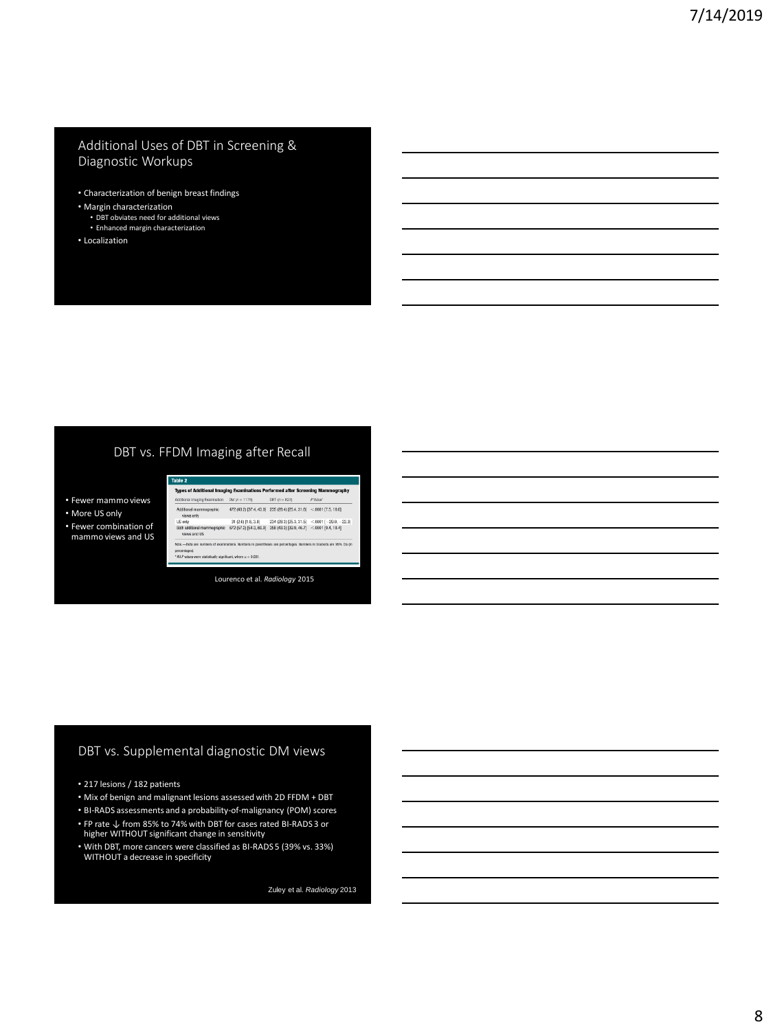## Additional Uses of DBT in Screening & Diagnostic Workups

- Characterization of benign breast findings
- Margin characterization
  - DBT obviates need for additional views
  - Enhanced margin characterization
- Localization

## DBT vs. FFDM Imaging after Recall

- Fewer mammo views
- More US only
- Fewer combination of mammo views and US

**Table 2**

**Types of Additional Imaging Examinations Performed after Screening Mammography**

| Additional Imaging Examination | DM (n = 1175) | DBT (n = 827) | P Value* |
|---|---|---|---|
| Additional mammographic views only | 472 (40.2) [37.4, 43.0] | 235 (28.4) [25.4, 31.5] | <.0001 [7.5, 16.0] |
| US only | 31 (2.6) [1.8, 3.8] | 234 (28.3) [25.3, 31.5] | <.0001 [−29.0, −22.3] |
| Both additional mammographic views and US | 672 (57.2) [54.3, 60.0] | 358 (43.3) [39.9, 46.7] | <.0001 [9.4, 18.4] |

Note.—Data are numbers of examinations. Numbers in parentheses are percentages. Numbers in brackets are 95% CIs (in percentages).

*All P values were statistically significant, where α = 0.001.

Lourenco et al. *Radiology* 2015

## DBT vs. Supplemental diagnostic DM views

- 217 lesions / 182 patients
- Mix of benign and malignant lesions assessed with 2D FFDM + DBT
- BI-RADS assessments and a probability-of-malignancy (POM) scores
- FP rate ↓ from 85% to 74% with DBT for cases rated BI-RADS 3 or higher WITHOUT significant change in sensitivity
- With DBT, more cancers were classified as BI-RADS 5 (39% vs. 33%) WITHOUT a decrease in specificity

Zuley et al. *Radiology* 2013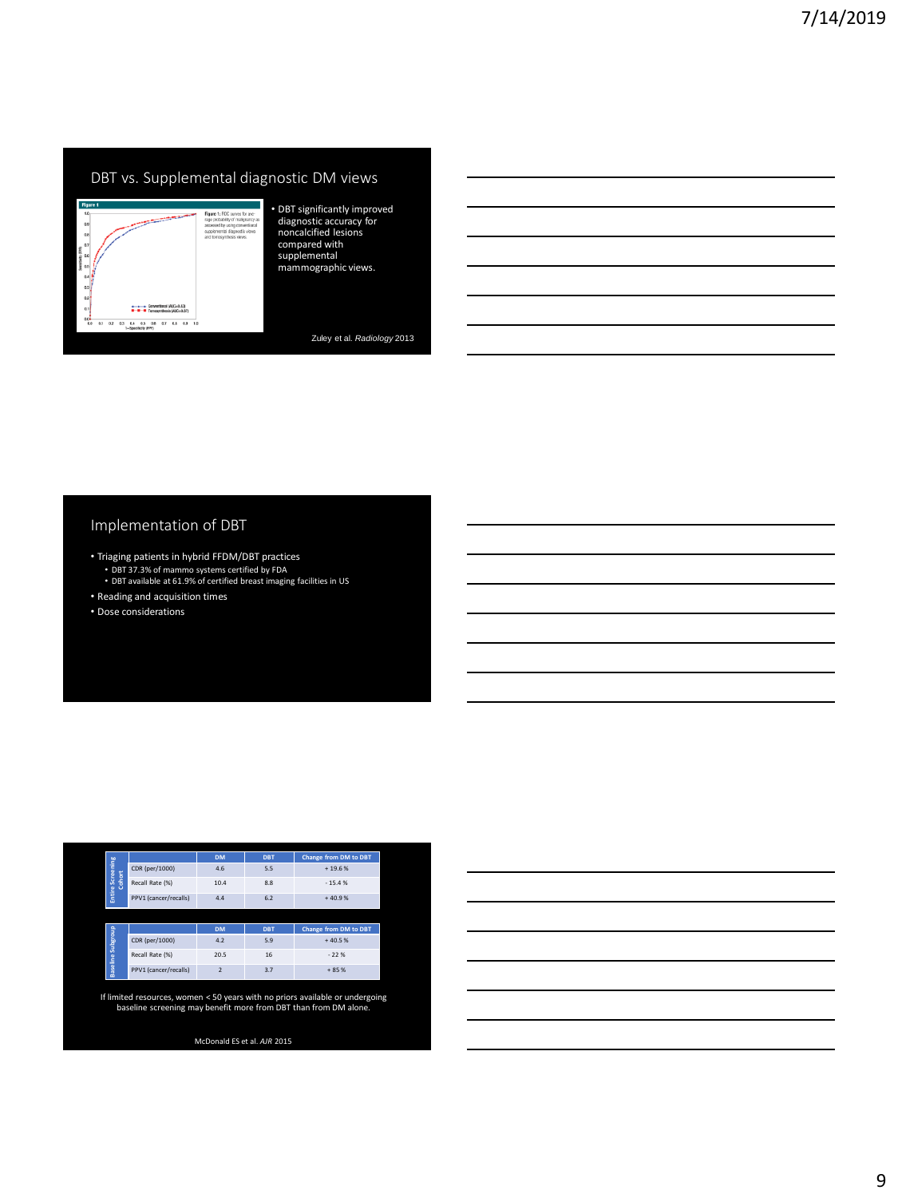## DBT vs. Supplemental diagnostic DM views

Figure 1

Figure 1: ROC curves for average probability of malignancy as assessed by using conventional supplemental diagnostic views and tomosynthesis views.

- DBT significantly improved diagnostic accuracy for noncalcified lesions compared with supplemental mammographic views.

Zuley et al. *Radiology* 2013

## Implementation of DBT

- Triaging patients in hybrid FFDM/DBT practices
  - DBT 37.3% of mammo systems certified by FDA
  - DBT available at 61.9% of certified breast imaging facilities in US
- Reading and acquisition times
- Dose considerations

| Entire Screening Cohort | DM | DBT | Change from DM to DBT |
|---|---|---|---|
| CDR (per/1000) | 4.6 | 5.5 | + 19.6 % |
| Recall Rate (%) | 10.4 | 8.8 | - 15.4 % |
| PPV1 (cancer/recalls) | 4.4 | 6.2 | + 40.9 % |

| Baseline Subgroup | DM | DBT | Change from DM to DBT |
|---|---|---|---|
| CDR (per/1000) | 4.2 | 5.9 | + 40.5 % |
| Recall Rate (%) | 20.5 | 16 | - 22 % |
| PPV1 (cancer/recalls) | 2 | 3.7 | + 85 % |

If limited resources, women < 50 years with no priors available or undergoing baseline screening may benefit more from DBT than from DM alone.

McDonald ES et al. *AJR* 2015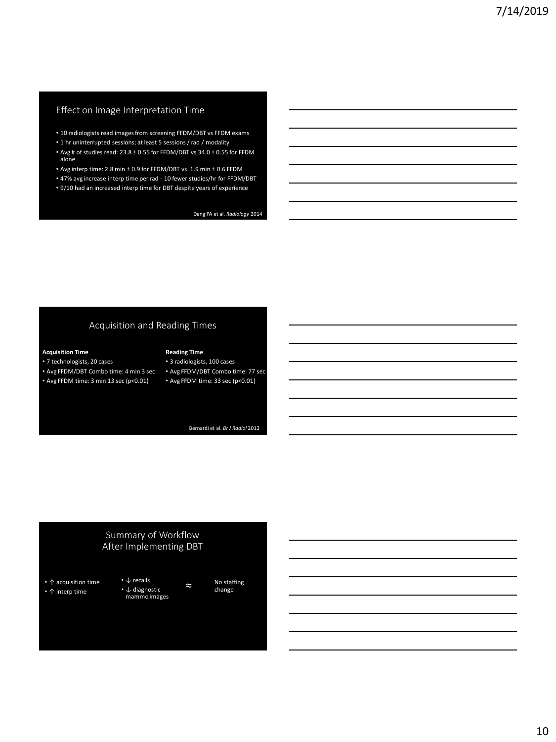## Effect on Image Interpretation Time

- 10 radiologists read images from screening FFDM/DBT vs FFDM exams
- 1 hr uninterrupted sessions; at least 5 sessions / rad / modality
- Avg # of studies read: 23.8 ± 0.55 for FFDM/DBT vs 34.0 ± 0.55 for FFDM alone
- Avg interp time: 2.8 min ± 0.9 for FFDM/DBT vs. 1.9 min ± 0.6 FFDM
- 47% avg increase interp time per rad - 10 fewer studies/hr for FFDM/DBT
- 9/10 had an increased interp time for DBT despite years of experience

Dang PA et al. *Radiology* 2014

## Acquisition and Reading Times

**Acquisition Time**

- 7 technologists, 20 cases
- Avg FFDM/DBT Combo time: 4 min 3 sec
- Avg FFDM time: 3 min 13 sec ($p<0.01$)

**Reading Time**

- 3 radiologists, 100 cases
- Avg FFDM/DBT Combo time: 77 sec
- Avg FFDM time: 33 sec ($p<0.01$)

Bernardi et al. *Br J Radiol* 2012

## Summary of Workflow After Implementing DBT

- ↑ acquisition time
- ↑ interp time

- ↓ recalls
- ↓ diagnostic mammo images

≈ No staffing change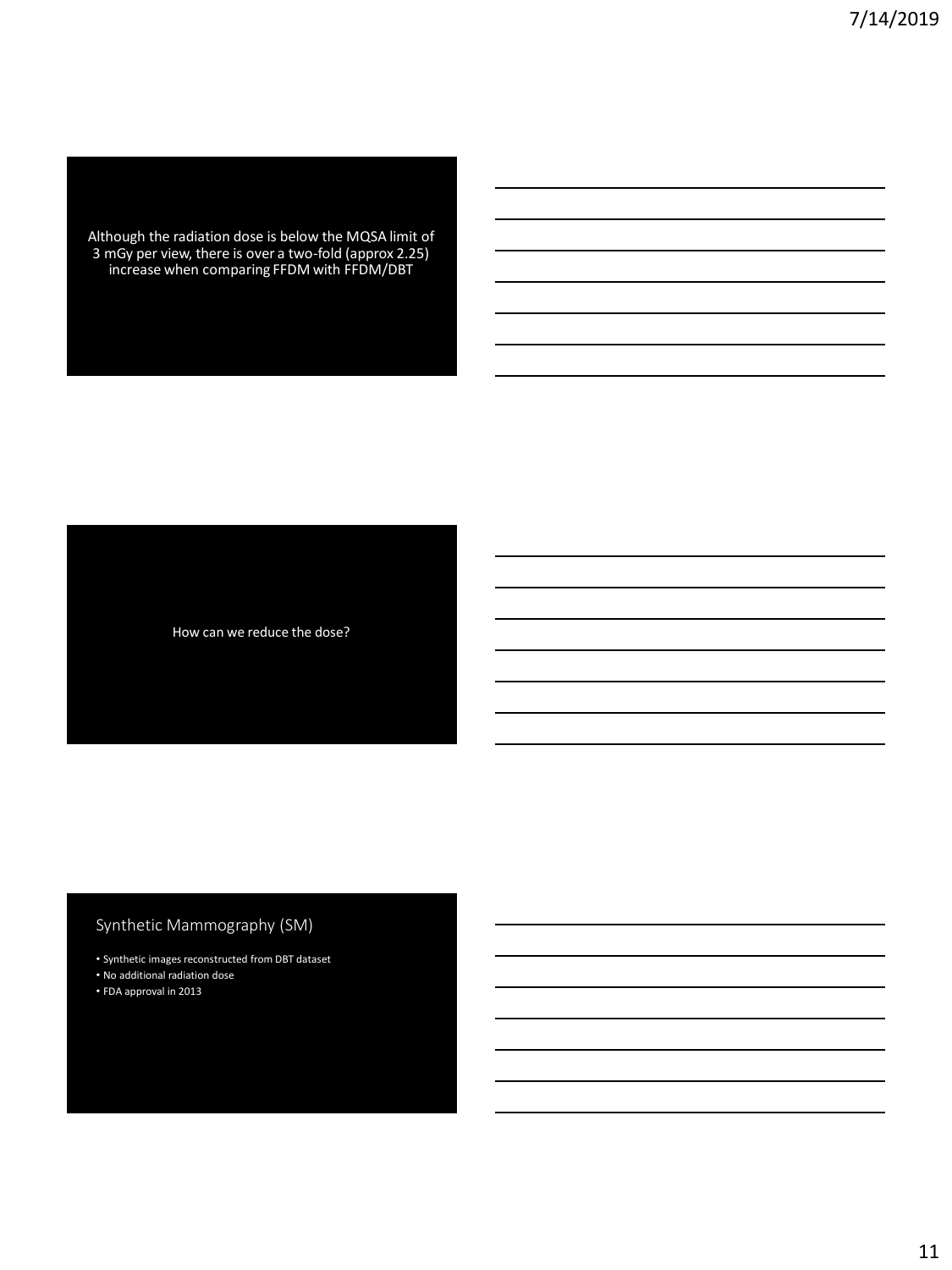Although the radiation dose is below the MQSA limit of 3 mGy per view, there is over a two-fold (approx 2.25) increase when comparing FFDM with FFDM/DBT

How can we reduce the dose?

## Synthetic Mammography (SM)

- Synthetic images reconstructed from DBT dataset
- No additional radiation dose
- FDA approval in 2013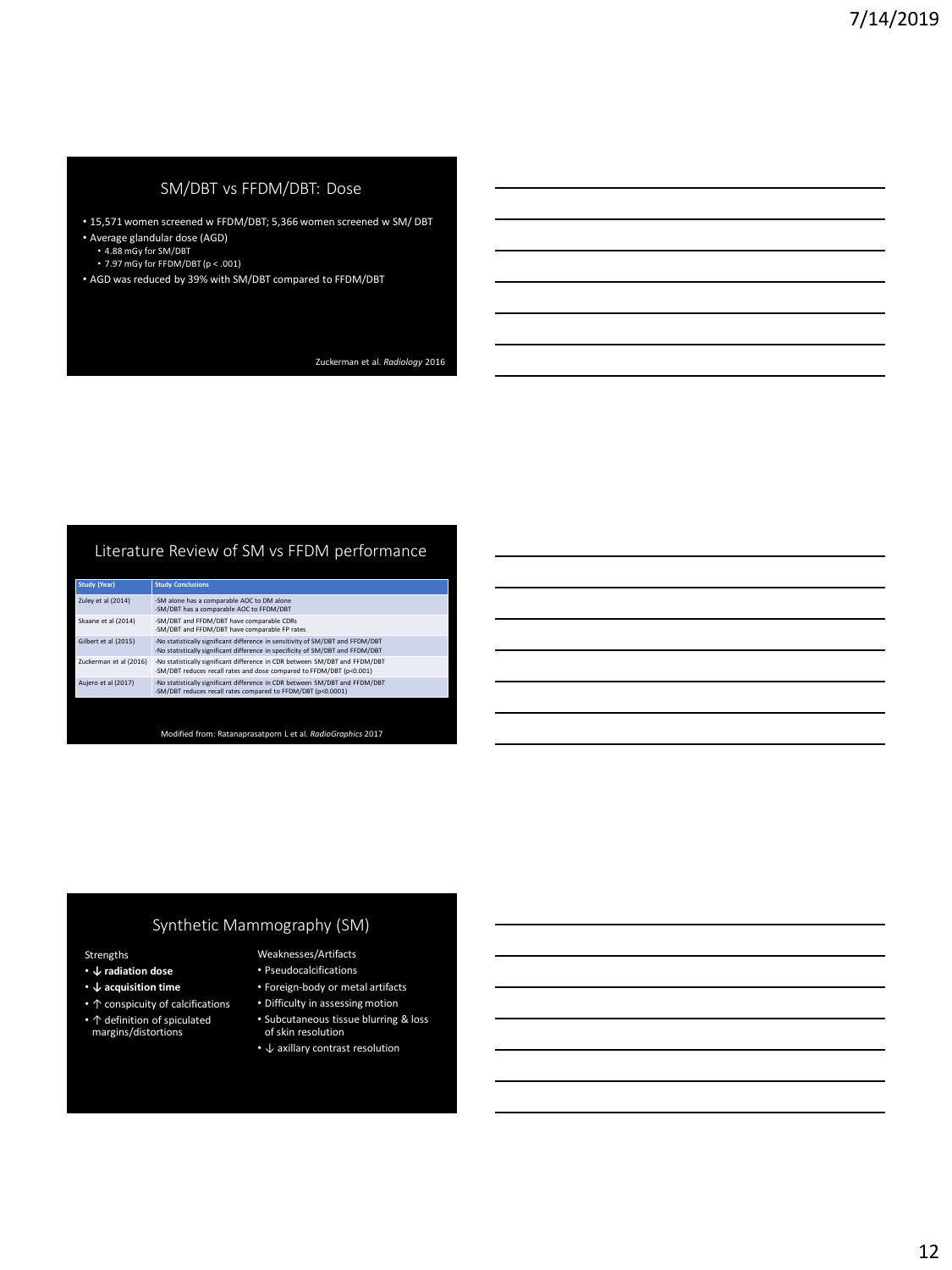## SM/DBT vs FFDM/DBT: Dose

- 15,571 women screened w FFDM/DBT; 5,366 women screened w SM/ DBT
- Average glandular dose (AGD)
  - 4.88 mGy for SM/DBT
  - 7.97 mGy for FFDM/DBT ($p < .001$)
- AGD was reduced by 39% with SM/DBT compared to FFDM/DBT

Zuckerman et al. *Radiology* 2016

## Literature Review of SM vs FFDM performance

| Study (Year) | Study Conclusions |
| --- | --- |
| Zuley et al (2014) | -SM alone has a comparable AOC to DM alone<br>-SM/DBT has a comparable AOC to FFDM/DBT |
| Skaane et al (2014) | -SM/DBT and FFDM/DBT have comparable CDRs<br>-SM/DBT and FFDM/DBT have comparable FP rates |
| Gilbert et al (2015) | -No statistically significant difference in sensitivity of SM/DBT and FFDM/DBT<br>-No statistically significant difference in specificity of SM/DBT and FFDM/DBT |
| Zuckerman et al (2016) | -No statistically significant difference in CDR between SM/DBT and FFDM/DBT<br>-SM/DBT reduces recall rates and dose compared to FFDM/DBT ($p<0.001$) |
| Aujero et al (2017) | -No statistically significant difference in CDR between SM/DBT and FFDM/DBT<br>-SM/DBT reduces recall rates compared to FFDM/DBT ($p<0.0001$) |

Modified from: Ratanaprasatporn L et al. *RadioGraphics* 2017

## Synthetic Mammography (SM)

Strengths

- **↓ radiation dose**
- **↓ acquisition time**
- ↑ conspicuity of calcifications
- ↑ definition of spiculated margins/distortions

Weaknesses/Artifacts

- Pseudocalcifications
- Foreign-body or metal artifacts
- Difficulty in assessing motion
- Subcutaneous tissue blurring & loss of skin resolution
- ↓ axillary contrast resolution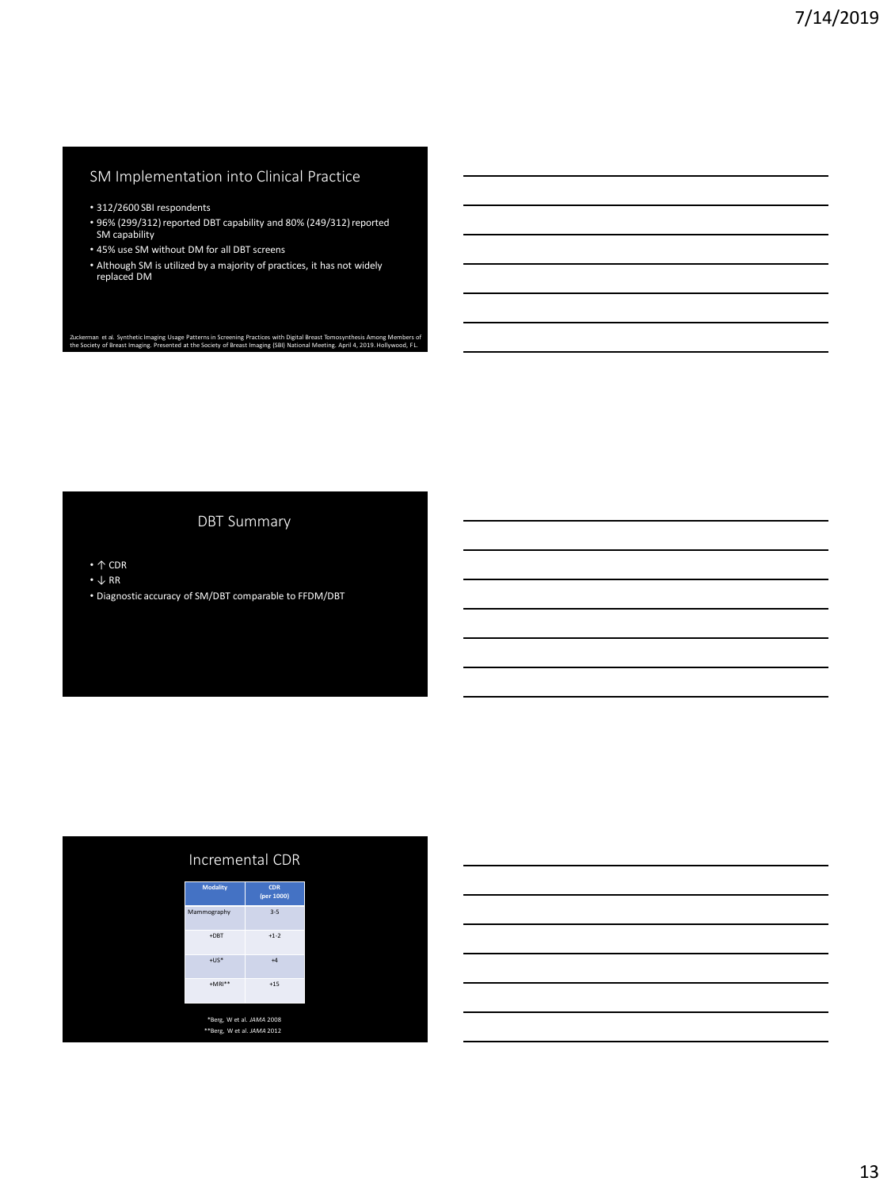## SM Implementation into Clinical Practice

- 312/2600 SBI respondents
- 96% (299/312) reported DBT capability and 80% (249/312) reported SM capability
- 45% use SM without DM for all DBT screens
- Although SM is utilized by a majority of practices, it has not widely replaced DM

Zuckerman et al. Synthetic Imaging Usage Patterns in Screening Practices with Digital Breast Tomosynthesis Among Members of the Society of Breast Imaging. Presented at the Society of Breast Imaging (SBI) National Meeting. April 4, 2019. Hollywood, FL.

## DBT Summary

- ↑ CDR
- ↓ RR
- Diagnostic accuracy of SM/DBT comparable to FFDM/DBT

## Incremental CDR

| Modality | CDR (per 1000) |
|---|---|
| Mammography | 3-5 |
| +DBT | +1-2 |
| +US* | +4 |
| +MRI** | +15 |

*Berg, W et al. *JAMA* 2008

**Berg, W et al. *JAMA* 2012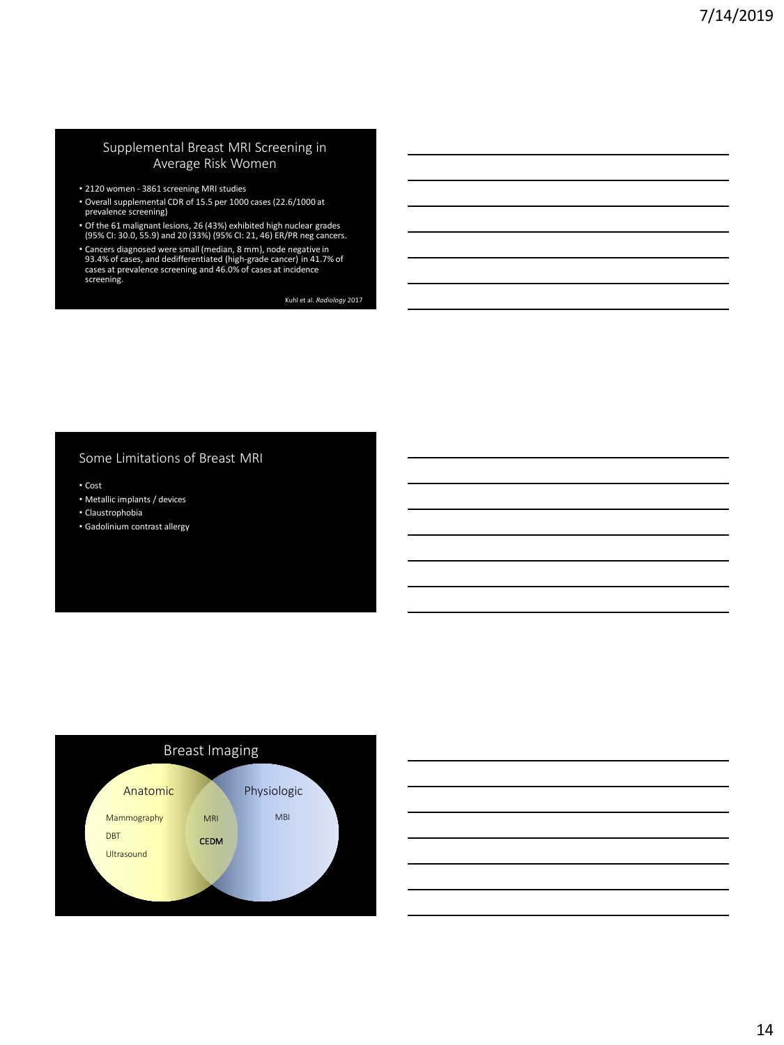## Supplemental Breast MRI Screening in Average Risk Women

- 2120 women - 3861 screening MRI studies
- Overall supplemental CDR of 15.5 per 1000 cases (22.6/1000 at prevalence screening)
- Of the 61 malignant lesions, 26 (43%) exhibited high nuclear grades (95% CI: 30.0, 55.9) and 20 (33%) (95% CI: 21, 46) ER/PR neg cancers.
- Cancers diagnosed were small (median, 8 mm), node negative in 93.4% of cases, and dedifferentiated (high-grade cancer) in 41.7% of cases at prevalence screening and 46.0% of cases at incidence screening.

Kuhl et al. *Radiology* 2017

## Some Limitations of Breast MRI

- Cost
- Metallic implants / devices
- Claustrophobia
- Gadolinium contrast allergy

## Breast Imaging

Anatomic: Mammography, DBT, Ultrasound

Anatomic and Physiologic (overlap): MRI, **CEDM**

Physiologic: MBI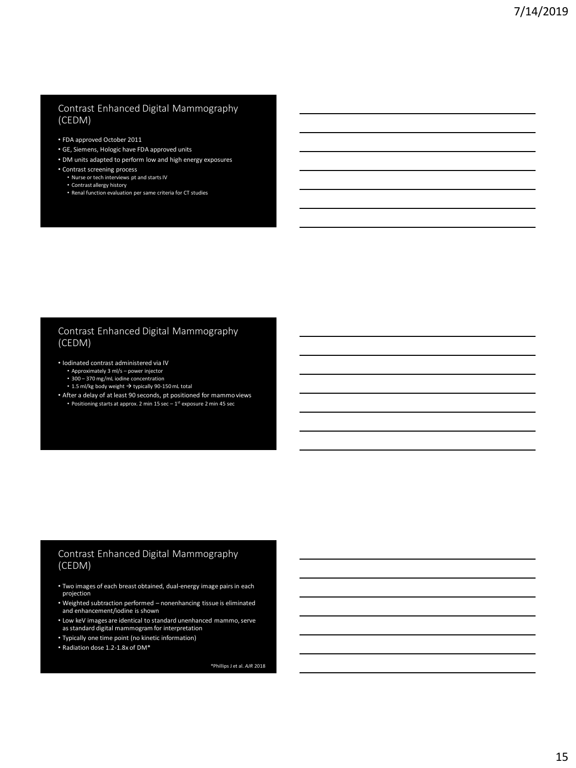## Contrast Enhanced Digital Mammography (CEDM)

- FDA approved October 2011
- GE, Siemens, Hologic have FDA approved units
- DM units adapted to perform low and high energy exposures
- Contrast screening process
  - Nurse or tech interviews pt and starts IV
  - Contrast allergy history
  - Renal function evaluation per same criteria for CT studies

## Contrast Enhanced Digital Mammography (CEDM)

- Iodinated contrast administered via IV
  - Approximately 3 ml/s – power injector
  - 300 – 370 mg/mL iodine concentration
  - 1.5 ml/kg body weight → typically 90-150 mL total
- After a delay of at least 90 seconds, pt positioned for mammo views
  - Positioning starts at approx. 2 min 15 sec – 1st exposure 2 min 45 sec

## Contrast Enhanced Digital Mammography (CEDM)

- Two images of each breast obtained, dual-energy image pairs in each projection
- Weighted subtraction performed – nonenhancing tissue is eliminated and enhancement/iodine is shown
- Low keV images are identical to standard unenhanced mammo, serve as standard digital mammogram for interpretation
- Typically one time point (no kinetic information)
- Radiation dose 1.2-1.8x of DM*

*Phillips J et al. *AJR* 2018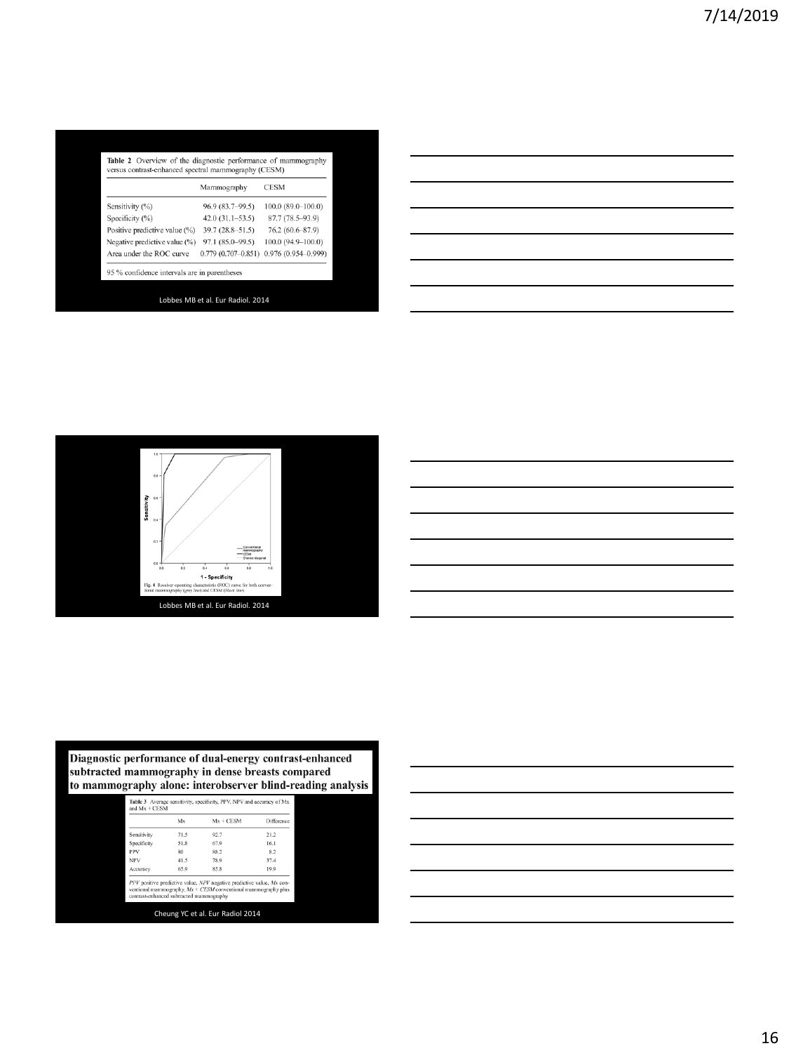**Table 2** Overview of the diagnostic performance of mammography versus contrast-enhanced spectral mammography (CESM)

| | Mammography | CESM |
|---|---|---|
| Sensitivity (%) | 96.9 (83.7–99.5) | 100.0 (89.0–100.0) |
| Specificity (%) | 42.0 (31.1–53.5) | 87.7 (78.5–93.9) |
| Positive predictive value (%) | 39.7 (28.8–51.5) | 76.2 (60.6–87.9) |
| Negative predictive value (%) | 97.1 (85.0–99.5) | 100.0 (94.9–100.0) |
| Area under the ROC curve | 0.779 (0.707–0.851) | 0.976 (0.954–0.999) |

95 % confidence intervals are in parentheses

Lobbes MB et al. Eur Radiol. 2014

Fig. 4 Receiver operating characteristic (ROC) curve for both conventional mammography (*gray line*) and CESM (*black line*)

Lobbes MB et al. Eur Radiol. 2014

**Diagnostic performance of dual-energy contrast-enhanced subtracted mammography in dense breasts compared to mammography alone: interobserver blind-reading analysis**

**Table 3** Average sensitivity, specificity, PPV, NPV and accuracy of Mx and Mx + CESM

| | Mx | Mx + CESM | Difference |
|---|---|---|---|
| Sensitivity | 71.5 | 92.7 | 21.2 |
| Specificity | 51.8 | 67.9 | 16.1 |
| PPV | 80 | 88.2 | 8.2 |
| NPV | 41.5 | 78.9 | 37.4 |
| Accuracy | 65.9 | 85.8 | 19.9 |

*PPV* positive predictive value, *NPV* negative predictive value, *Mx* conventional mammography, *Mx + CESM* conventional mammography plus contrast-enhanced subtracted mammography

Cheung YC et al. Eur Radiol 2014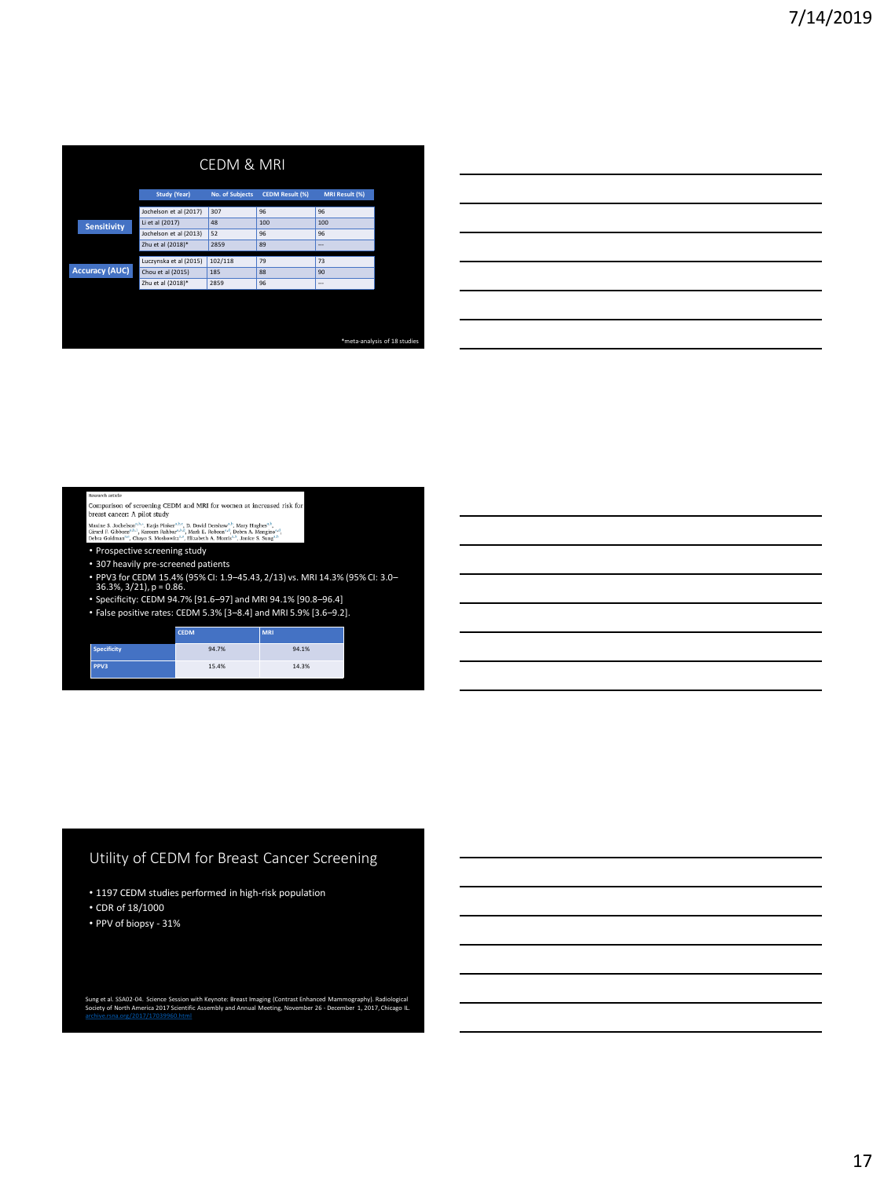## CEDM & MRI

| | Study (Year) | No. of Subjects | CEDM Result (%) | MRI Result (%) |
|---|---|---|---|---|
| Sensitivity | Jochelson et al (2017) | 307 | 96 | 96 |
| | Li et al (2017) | 48 | 100 | 100 |
| | Jochelson et al (2013) | 52 | 96 | 96 |
| | Zhu et al (2018)* | 2859 | 89 | --- |
| Accuracy (AUC) | Luczynska et al (2015) | 102/118 | 79 | 73 |
| | Chou et al (2015) | 185 | 88 | 90 |
| | Zhu et al (2018)* | 2859 | 96 | --- |

*meta-analysis of 18 studies

---

Research article

Comparison of screening CEDM and MRI for women at increased risk for breast cancer: A pilot study

Maxine S. Jochelson, Katja Pinker, D. David Dershaw, Mary Hughes, Girard F. Gibbons, Kareem Rahbar, Mark E. Robson, Debra A. Mangino, Debra Goldman, Chaya S. Moskowitz, Elizabeth A. Morris, Janice S. Sung

- Prospective screening study
- 307 heavily pre-screened patients
- PPV3 for CEDM 15.4% (95% CI: 1.9–45.43, 2/13) vs. MRI 14.3% (95% CI: 3.0–36.3%, 3/21), p = 0.86.
- Specificity: CEDM 94.7% [91.6–97] and MRI 94.1% [90.8–96.4]
- False positive rates: CEDM 5.3% [3–8.4] and MRI 5.9% [3.6–9.2].

| | CEDM | MRI |
|---|---|---|
| Specificity | 94.7% | 94.1% |
| PPV3 | 15.4% | 14.3% |

---

## Utility of CEDM for Breast Cancer Screening

- 1197 CEDM studies performed in high-risk population
- CDR of 18/1000
- PPV of biopsy - 31%

Sung et al. SSA02-04. Science Session with Keynote: Breast Imaging (Contrast Enhanced Mammography). Radiological Society of North America 2017 Scientific Assembly and Annual Meeting, November 26 - December 1, 2017, Chicago IL. archive.rsna.org/2017/17039960.html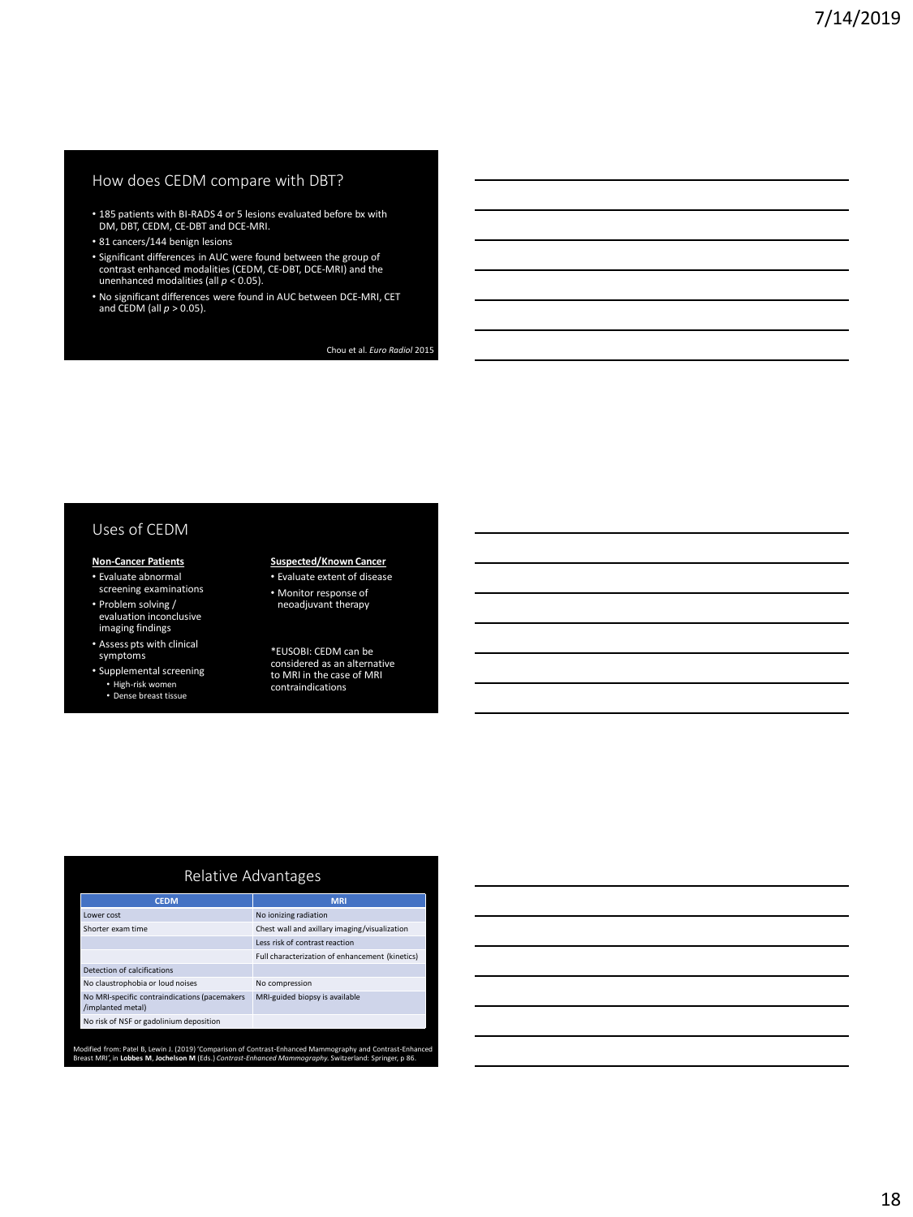## How does CEDM compare with DBT?

- 185 patients with BI-RADS 4 or 5 lesions evaluated before bx with DM, DBT, CEDM, CE-DBT and DCE-MRI.
- 81 cancers/144 benign lesions
- Significant differences in AUC were found between the group of contrast enhanced modalities (CEDM, CE-DBT, DCE-MRI) and the unenhanced modalities (all $p < 0.05$).
- No significant differences were found in AUC between DCE-MRI, CET and CEDM (all $p > 0.05$).

Chou et al. *Euro Radiol* 2015

## Uses of CEDM

**Non-Cancer Patients**

- Evaluate abnormal screening examinations
- Problem solving / evaluation inconclusive imaging findings
- Assess pts with clinical symptoms
- Supplemental screening
  - High-risk women
  - Dense breast tissue

**Suspected/Known Cancer**

- Evaluate extent of disease
- Monitor response of neoadjuvant therapy

*EUSOBI: CEDM can be considered as an alternative to MRI in the case of MRI contraindications

## Relative Advantages

| CEDM | MRI |
| --- | --- |
| Lower cost | No ionizing radiation |
| Shorter exam time | Chest wall and axillary imaging/visualization |
| | Less risk of contrast reaction |
| | Full characterization of enhancement (kinetics) |
| Detection of calcifications | |
| No claustrophobia or loud noises | No compression |
| No MRI-specific contraindications (pacemakers /implanted metal) | MRI-guided biopsy is available |
| No risk of NSF or gadolinium deposition | |

Modified from: Patel B, Lewin J. (2019) 'Comparison of Contrast-Enhanced Mammography and Contrast-Enhanced Breast MRI', in **Lobbes M**, **Jochelson M** (Eds.) *Contrast-Enhanced Mammography.* Switzerland: Springer, p 86.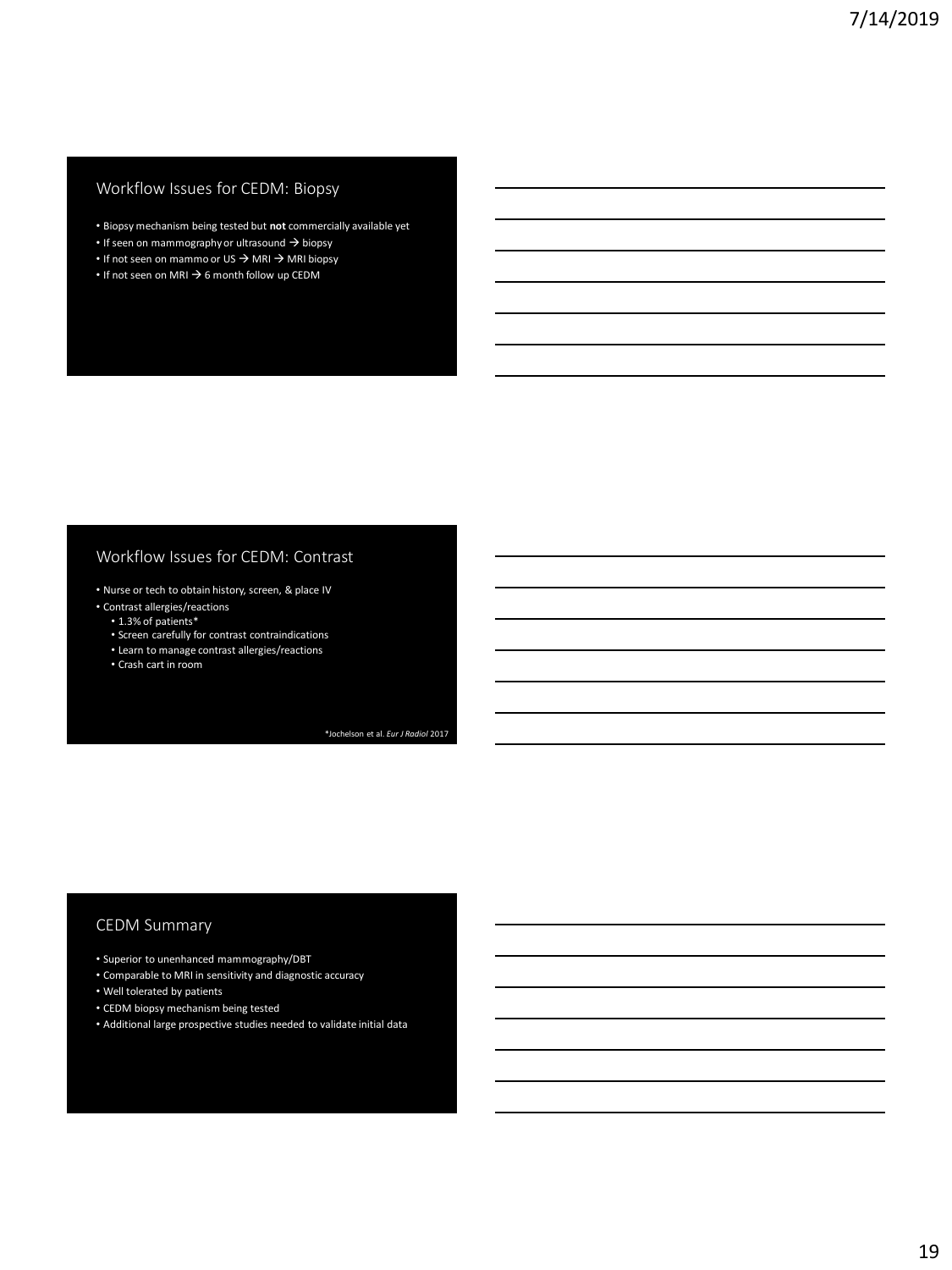## Workflow Issues for CEDM: Biopsy

- Biopsy mechanism being tested but **not** commercially available yet
- If seen on mammography or ultrasound → biopsy
- If not seen on mammo or US → MRI → MRI biopsy
- If not seen on MRI → 6 month follow up CEDM

## Workflow Issues for CEDM: Contrast

- Nurse or tech to obtain history, screen, & place IV
- Contrast allergies/reactions
  - 1.3% of patients*
  - Screen carefully for contrast contraindications
  - Learn to manage contrast allergies/reactions
  - Crash cart in room

*Jochelson et al. *Eur J Radiol* 2017

## CEDM Summary

- Superior to unenhanced mammography/DBT
- Comparable to MRI in sensitivity and diagnostic accuracy
- Well tolerated by patients
- CEDM biopsy mechanism being tested
- Additional large prospective studies needed to validate initial data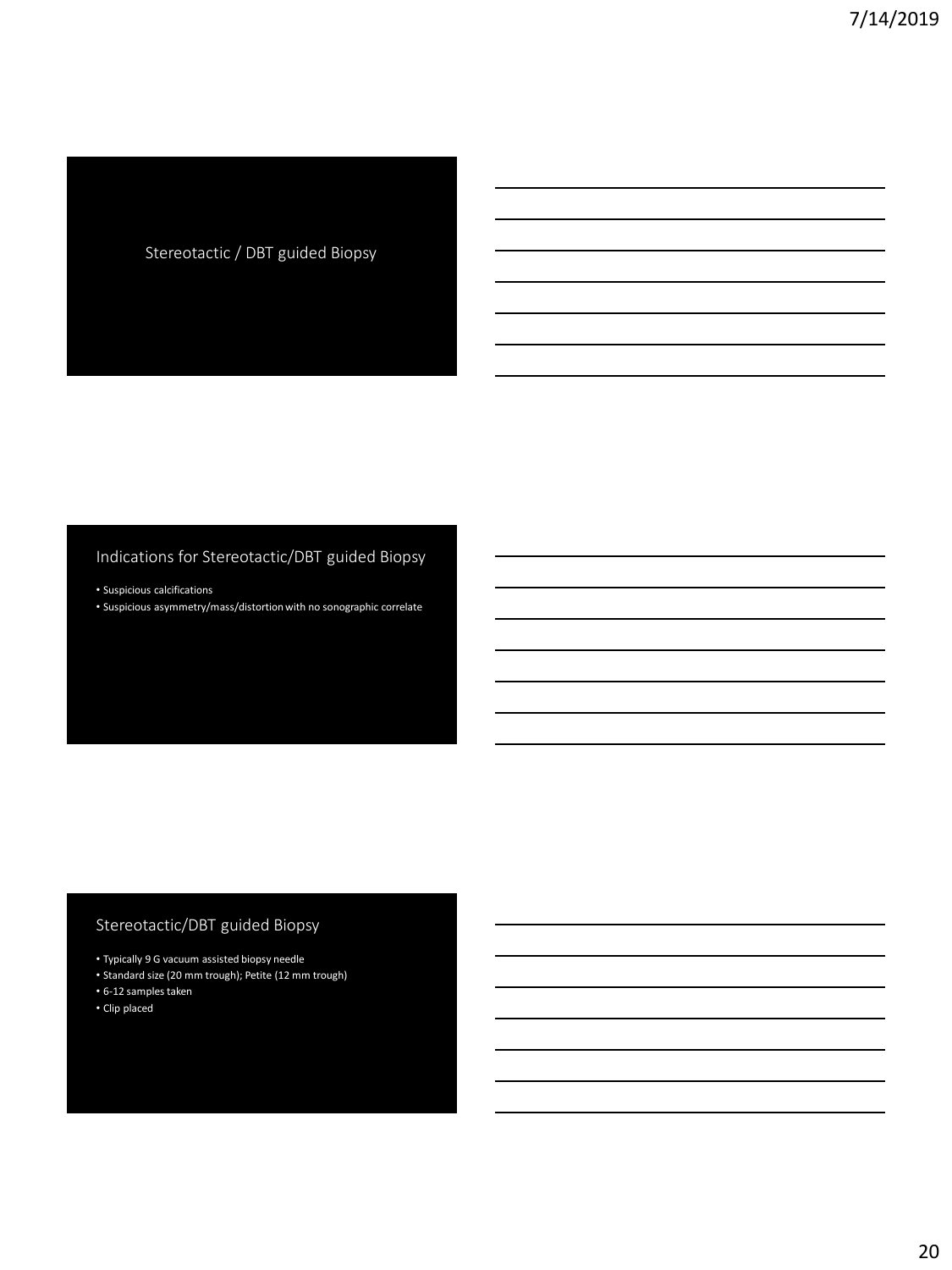# Stereotactic / DBT guided Biopsy

## Indications for Stereotactic/DBT guided Biopsy

- Suspicious calcifications
- Suspicious asymmetry/mass/distortion with no sonographic correlate

## Stereotactic/DBT guided Biopsy

- Typically 9 G vacuum assisted biopsy needle
- Standard size (20 mm trough); Petite (12 mm trough)
- 6-12 samples taken
- Clip placed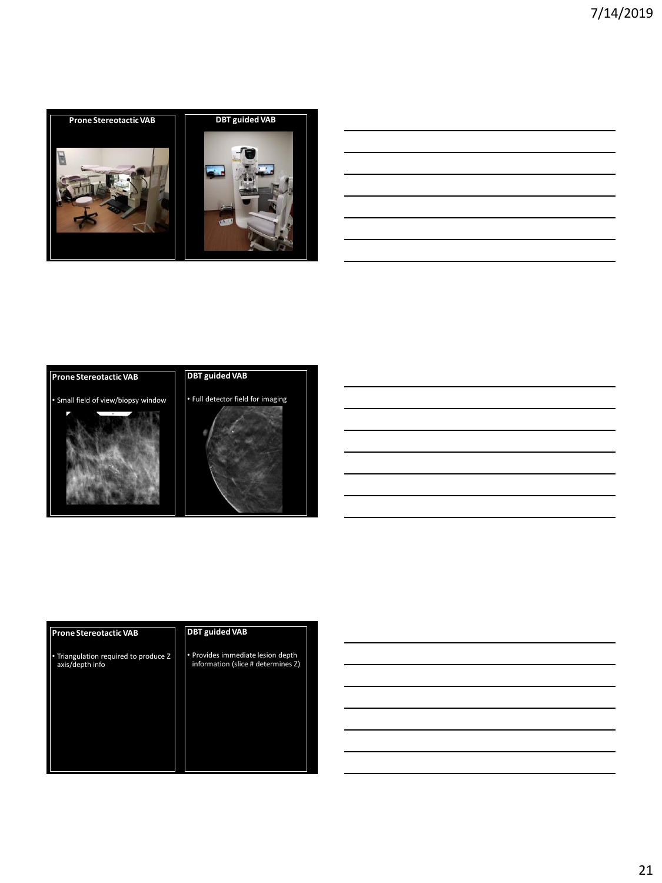| Prone Stereotactic VAB | DBT guided VAB |
| --- | --- |

| Prone Stereotactic VAB | DBT guided VAB |
| --- | --- |
| • Small field of view/biopsy window | • Full detector field for imaging |

| Prone Stereotactic VAB | DBT guided VAB |
| --- | --- |
| • Triangulation required to produce Z axis/depth info | • Provides immediate lesion depth information (slice # determines Z) |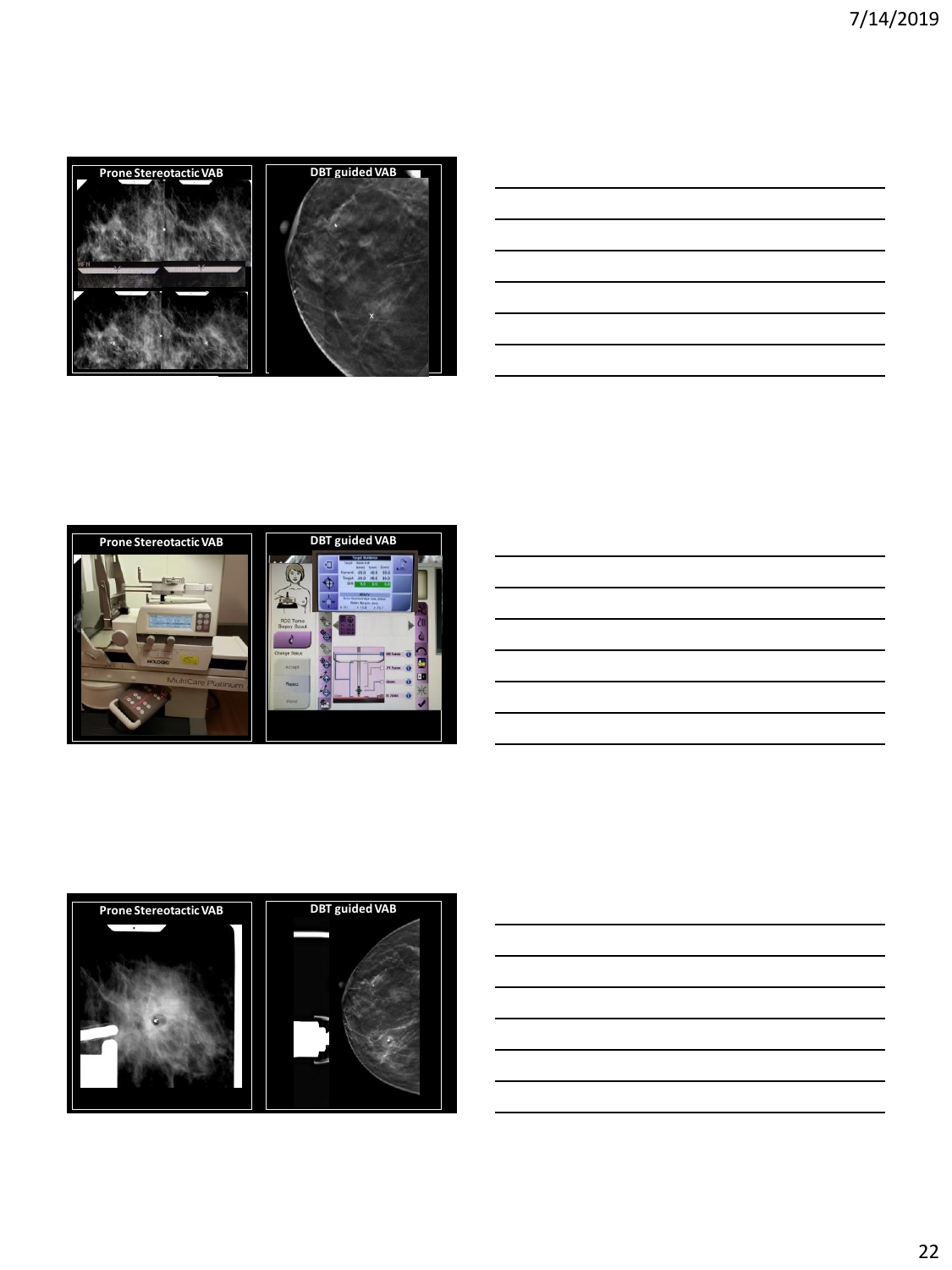Prone Stereotactic VAB

DBT guided VAB

Prone Stereotactic VAB

DBT guided VAB

Prone Stereotactic VAB

DBT guided VAB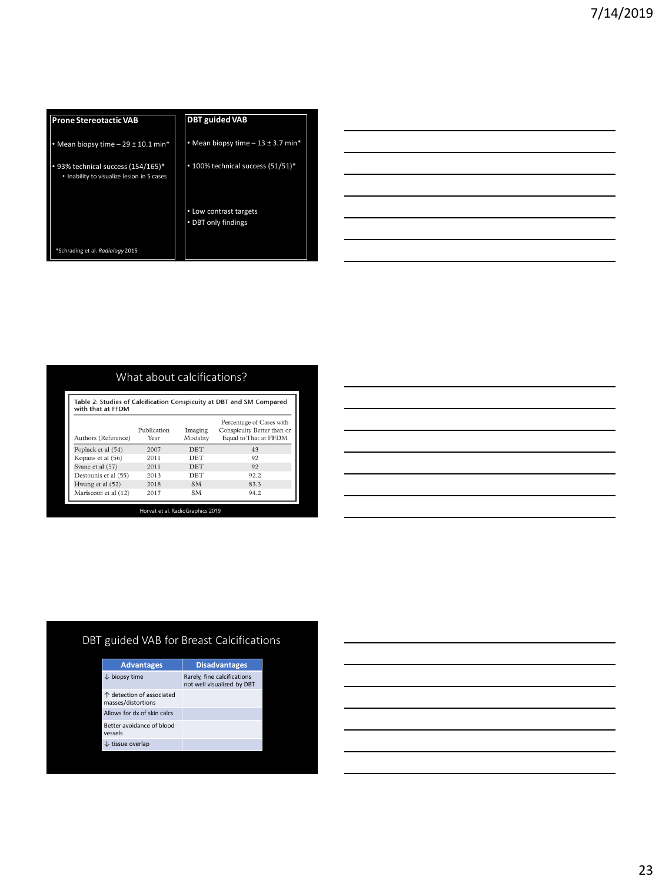| Prone Stereotactic VAB | DBT guided VAB |
| --- | --- |
| • Mean biopsy time – 29 ± 10.1 min* | • Mean biopsy time – 13 ± 3.7 min* |
| • 93% technical success (154/165)* <br> • Inability to visualize lesion in 5 cases | • 100% technical success (51/51)* |
| | • Low contrast targets <br> • DBT only findings |

*Schrading et al. *Radiology* 2015

## What about calcifications?

**Table 2: Studies of Calcification Conspicuity at DBT and SM Compared with that at FFDM**

| Authors (Reference) | Publication Year | Imaging Modality | Percentage of Cases with Conspicuity Better than or Equal to That at FFDM |
| --- | --- | --- | --- |
| Poplack et al (54) | 2007 | DBT | 43 |
| Kopans et al (56) | 2011 | DBT | 92 |
| Svane et al (57) | 2011 | DBT | 92 |
| Destounis et al (55) | 2013 | DBT | 92.2 |
| Hwang et al (52) | 2018 | SM | 83.3 |
| Mariscotti et al (12) | 2017 | SM | 94.2 |

Horvat et al. RadioGraphics 2019

## DBT guided VAB for Breast Calcifications

| Advantages | Disadvantages |
| --- | --- |
| ↓ biopsy time | Rarely, fine calcifications not well visualized by DBT |
| ↑ detection of associated masses/distortions | |
| Allows for dx of skin calcs | |
| Better avoidance of blood vessels | |
| ↓ tissue overlap | |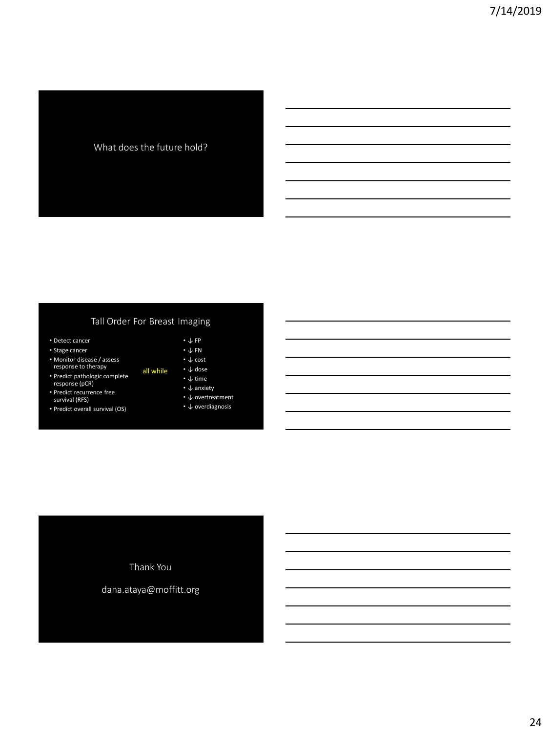What does the future hold?

## Tall Order For Breast Imaging

- Detect cancer
- Stage cancer
- Monitor disease / assess response to therapy
- Predict pathologic complete response (pCR)
- Predict recurrence free survival (RFS)
- Predict overall survival (OS)

all while

- ↓ FP
- ↓ FN
- ↓ cost
- ↓ dose
- ↓ time
- ↓ anxiety
- ↓ overtreatment
- ↓ overdiagnosis

Thank You

dana.ataya@moffitt.org